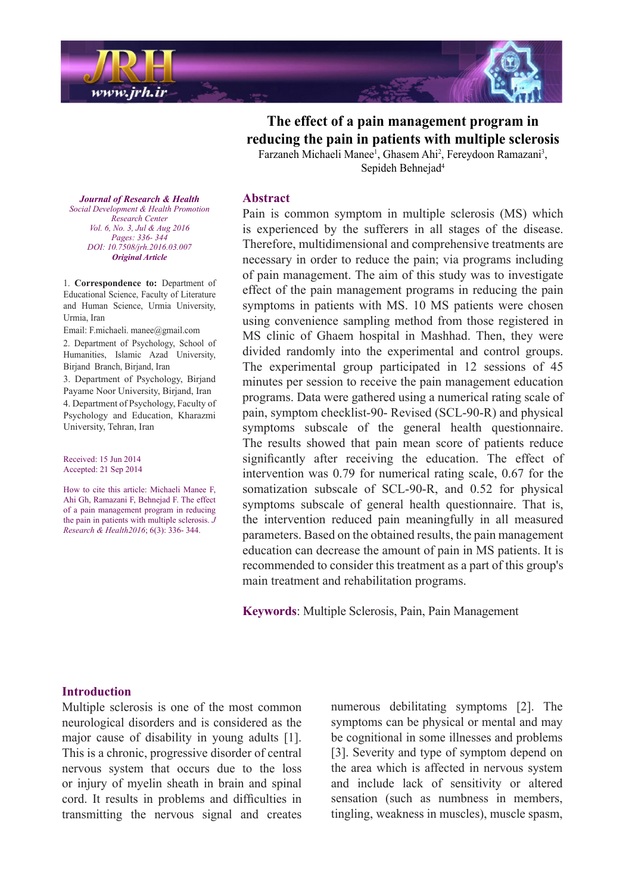# The effect of a pain management program in reducing the pain in patients with multiple sclerosis

Farzaneh Michaeli Manee[1], Ghasem Ahi[2], Fereydoon Ramazani[3], Sepideh Behnejad[4]

*Journal of Research & Health*
*Social Development & Health Promotion Research Center*
*Vol. 6, No. 3, Jul & Aug 2016*
*Pages: 336- 344*
*DOI: 10.7508/jrh.2016.03.007*
***Original Article***

1. **Correspondence to:** Department of Educational Science, Faculty of Literature and Human Science, Urmia University, Urmia, Iran
Email: F.michaeli. manee@gmail.com
2. Department of Psychology, School of Humanities, Islamic Azad University, Birjand Branch, Birjand, Iran
3. Department of Psychology, Birjand Payame Noor University, Birjand, Iran
4. Department of Psychology, Faculty of Psychology and Education, Kharazmi University, Tehran, Iran

Received: 15 Jun 2014
Accepted: 21 Sep 2014

How to cite this article: Michaeli Manee F, Ahi Gh, Ramazani F, Behnejad F. The effect of a pain management program in reducing the pain in patients with multiple sclerosis. *J Research & Health*2016; 6(3): 336- 344.

## Abstract

Pain is common symptom in multiple sclerosis (MS) which is experienced by the sufferers in all stages of the disease. Therefore, multidimensional and comprehensive treatments are necessary in order to reduce the pain; via programs including of pain management. The aim of this study was to investigate effect of the pain management programs in reducing the pain symptoms in patients with MS. 10 MS patients were chosen using convenience sampling method from those registered in MS clinic of Ghaem hospital in Mashhad. Then, they were divided randomly into the experimental and control groups. The experimental group participated in 12 sessions of 45 minutes per session to receive the pain management education programs. Data were gathered using a numerical rating scale of pain, symptom checklist-90- Revised (SCL-90-R) and physical symptoms subscale of the general health questionnaire. The results showed that pain mean score of patients reduce significantly after receiving the education. The effect of intervention was 0.79 for numerical rating scale, 0.67 for the somatization subscale of SCL-90-R, and 0.52 for physical symptoms subscale of general health questionnaire. That is, the intervention reduced pain meaningfully in all measured parameters. Based on the obtained results, the pain management education can decrease the amount of pain in MS patients. It is recommended to consider this treatment as a part of this group's main treatment and rehabilitation programs.

**Keywords**: Multiple Sclerosis, Pain, Pain Management

## Introduction

Multiple sclerosis is one of the most common neurological disorders and is considered as the major cause of disability in young adults [1]. This is a chronic, progressive disorder of central nervous system that occurs due to the loss or injury of myelin sheath in brain and spinal cord. It results in problems and difficulties in transmitting the nervous signal and creates numerous debilitating symptoms [2]. The symptoms can be physical or mental and may be cognitional in some illnesses and problems [3]. Severity and type of symptom depend on the area which is affected in nervous system and include lack of sensitivity or altered sensation (such as numbness in members, tingling, weakness in muscles), muscle spasm,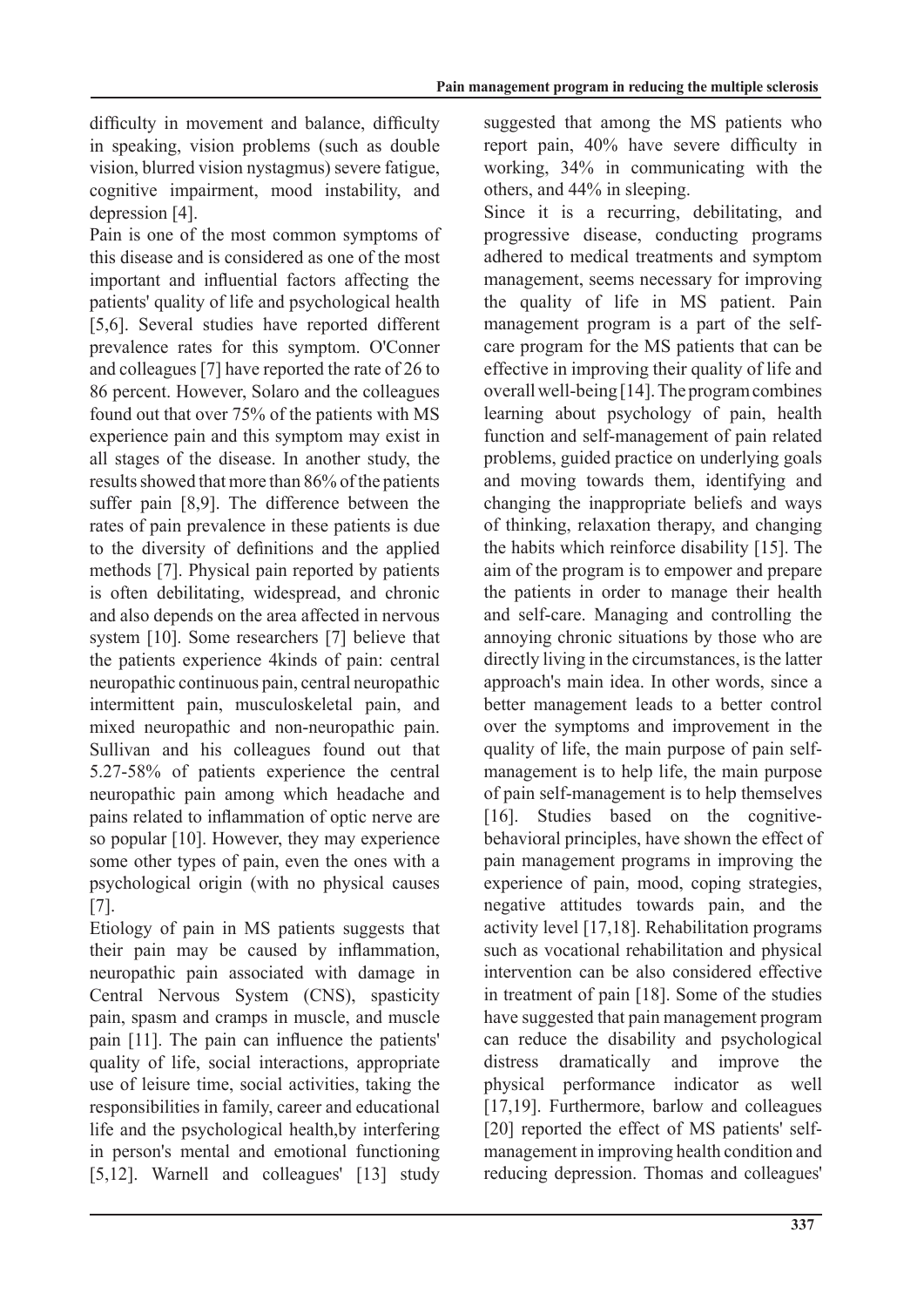difficulty in movement and balance, difficulty in speaking, vision problems (such as double vision, blurred vision nystagmus) severe fatigue, cognitive impairment, mood instability, and depression [4].

Pain is one of the most common symptoms of this disease and is considered as one of the most important and influential factors affecting the patients' quality of life and psychological health [5,6]. Several studies have reported different prevalence rates for this symptom. O'Conner and colleagues [7] have reported the rate of 26 to 86 percent. However, Solaro and the colleagues found out that over 75% of the patients with MS experience pain and this symptom may exist in all stages of the disease. In another study, the results showed that more than 86% of the patients suffer pain [8,9]. The difference between the rates of pain prevalence in these patients is due to the diversity of definitions and the applied methods [7]. Physical pain reported by patients is often debilitating, widespread, and chronic and also depends on the area affected in nervous system [10]. Some researchers [7] believe that the patients experience 4kinds of pain: central neuropathic continuous pain, central neuropathic intermittent pain, musculoskeletal pain, and mixed neuropathic and non-neuropathic pain. Sullivan and his colleagues found out that 5.27-58% of patients experience the central neuropathic pain among which headache and pains related to inflammation of optic nerve are so popular [10]. However, they may experience some other types of pain, even the ones with a psychological origin (with no physical causes [7].

Etiology of pain in MS patients suggests that their pain may be caused by inflammation, neuropathic pain associated with damage in Central Nervous System (CNS), spasticity pain, spasm and cramps in muscle, and muscle pain [11]. The pain can influence the patients' quality of life, social interactions, appropriate use of leisure time, social activities, taking the responsibilities in family, career and educational life and the psychological health,by interfering in person's mental and emotional functioning [5,12]. Warnell and colleagues' [13] study suggested that among the MS patients who report pain, 40% have severe difficulty in working, 34% in communicating with the others, and 44% in sleeping.

Since it is a recurring, debilitating, and progressive disease, conducting programs adhered to medical treatments and symptom management, seems necessary for improving the quality of life in MS patient. Pain management program is a part of the self-care program for the MS patients that can be effective in improving their quality of life and overall well-being [14]. The program combines learning about psychology of pain, health function and self-management of pain related problems, guided practice on underlying goals and moving towards them, identifying and changing the inappropriate beliefs and ways of thinking, relaxation therapy, and changing the habits which reinforce disability [15]. The aim of the program is to empower and prepare the patients in order to manage their health and self-care. Managing and controlling the annoying chronic situations by those who are directly living in the circumstances, is the latter approach's main idea. In other words, since a better management leads to a better control over the symptoms and improvement in the quality of life, the main purpose of pain self-management is to help life, the main purpose of pain self-management is to help themselves [16]. Studies based on the cognitive-behavioral principles, have shown the effect of pain management programs in improving the experience of pain, mood, coping strategies, negative attitudes towards pain, and the activity level [17,18]. Rehabilitation programs such as vocational rehabilitation and physical intervention can be also considered effective in treatment of pain [18]. Some of the studies have suggested that pain management program can reduce the disability and psychological distress dramatically and improve the physical performance indicator as well [17,19]. Furthermore, barlow and colleagues [20] reported the effect of MS patients' self-management in improving health condition and reducing depression. Thomas and colleagues'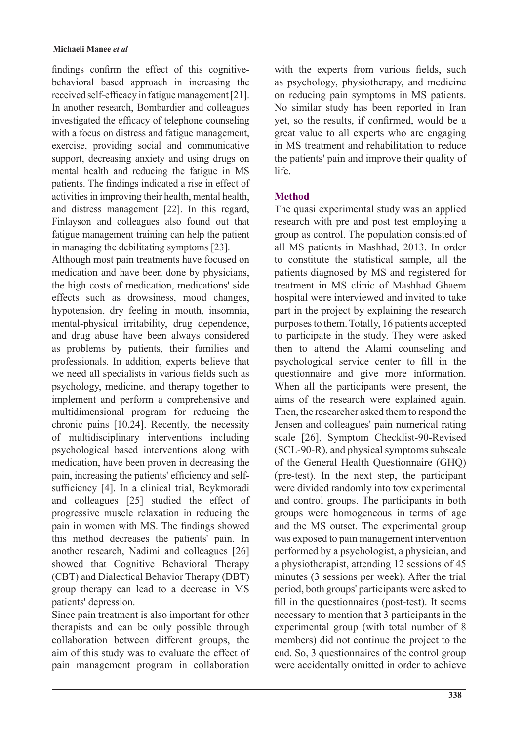findings confirm the effect of this cognitive-behavioral based approach in increasing the received self-efficacy in fatigue management [21]. In another research, Bombardier and colleagues investigated the efficacy of telephone counseling with a focus on distress and fatigue management, exercise, providing social and communicative support, decreasing anxiety and using drugs on mental health and reducing the fatigue in MS patients. The findings indicated a rise in effect of activities in improving their health, mental health, and distress management [22]. In this regard, Finlayson and colleagues also found out that fatigue management training can help the patient in managing the debilitating symptoms [23].

Although most pain treatments have focused on medication and have been done by physicians, the high costs of medication, medications' side effects such as drowsiness, mood changes, hypotension, dry feeling in mouth, insomnia, mental-physical irritability, drug dependence, and drug abuse have been always considered as problems by patients, their families and professionals. In addition, experts believe that we need all specialists in various fields such as psychology, medicine, and therapy together to implement and perform a comprehensive and multidimensional program for reducing the chronic pains [10,24]. Recently, the necessity of multidisciplinary interventions including psychological based interventions along with medication, have been proven in decreasing the pain, increasing the patients' efficiency and self-sufficiency [4]. In a clinical trial, Beykmoradi and colleagues [25] studied the effect of progressive muscle relaxation in reducing the pain in women with MS. The findings showed this method decreases the patients' pain. In another research, Nadimi and colleagues [26] showed that Cognitive Behavioral Therapy (CBT) and Dialectical Behavior Therapy (DBT) group therapy can lead to a decrease in MS patients' depression.

Since pain treatment is also important for other therapists and can be only possible through collaboration between different groups, the aim of this study was to evaluate the effect of pain management program in collaboration with the experts from various fields, such as psychology, physiotherapy, and medicine on reducing pain symptoms in MS patients. No similar study has been reported in Iran yet, so the results, if confirmed, would be a great value to all experts who are engaging in MS treatment and rehabilitation to reduce the patients' pain and improve their quality of life.

## Method

The quasi experimental study was an applied research with pre and post test employing a group as control. The population consisted of all MS patients in Mashhad, 2013. In order to constitute the statistical sample, all the patients diagnosed by MS and registered for treatment in MS clinic of Mashhad Ghaem hospital were interviewed and invited to take part in the project by explaining the research purposes to them. Totally, 16 patients accepted to participate in the study. They were asked then to attend the Alami counseling and psychological service center to fill in the questionnaire and give more information. When all the participants were present, the aims of the research were explained again. Then, the researcher asked them to respond the Jensen and colleagues' pain numerical rating scale [26], Symptom Checklist-90-Revised (SCL-90-R), and physical symptoms subscale of the General Health Questionnaire (GHQ) (pre-test). In the next step, the participant were divided randomly into tow experimental and control groups. The participants in both groups were homogeneous in terms of age and the MS outset. The experimental group was exposed to pain management intervention performed by a psychologist, a physician, and a physiotherapist, attending 12 sessions of 45 minutes (3 sessions per week). After the trial period, both groups' participants were asked to fill in the questionnaires (post-test). It seems necessary to mention that 3 participants in the experimental group (with total number of 8 members) did not continue the project to the end. So, 3 questionnaires of the control group were accidentally omitted in order to achieve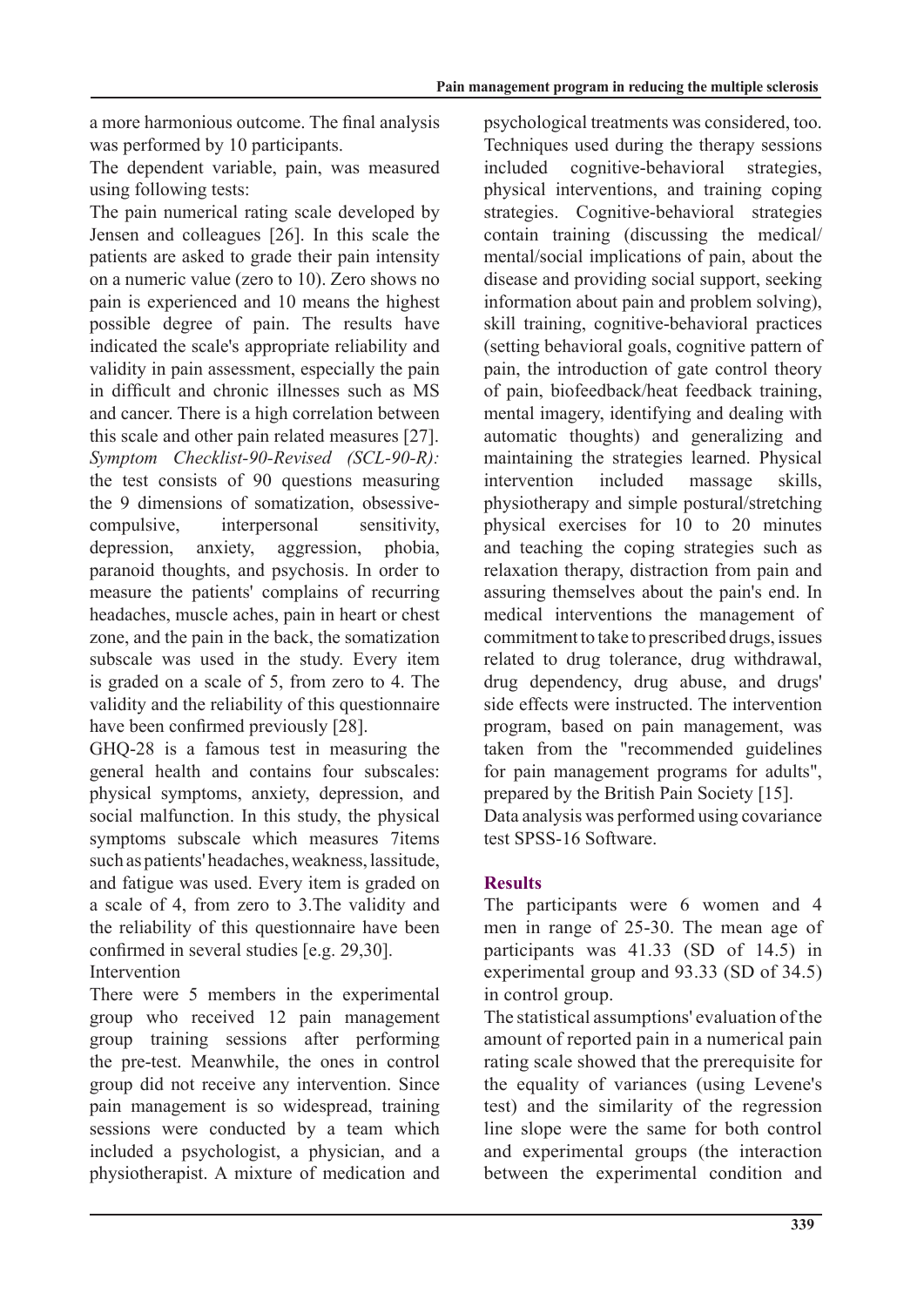a more harmonious outcome. The final analysis was performed by 10 participants.

The dependent variable, pain, was measured using following tests:

The pain numerical rating scale developed by Jensen and colleagues [26]. In this scale the patients are asked to grade their pain intensity on a numeric value (zero to 10). Zero shows no pain is experienced and 10 means the highest possible degree of pain. The results have indicated the scale's appropriate reliability and validity in pain assessment, especially the pain in difficult and chronic illnesses such as MS and cancer. There is a high correlation between this scale and other pain related measures [27].

*Symptom Checklist-90-Revised (SCL-90-R):* the test consists of 90 questions measuring the 9 dimensions of somatization, obsessive-compulsive, interpersonal sensitivity, depression, anxiety, aggression, phobia, paranoid thoughts, and psychosis. In order to measure the patients' complains of recurring headaches, muscle aches, pain in heart or chest zone, and the pain in the back, the somatization subscale was used in the study. Every item is graded on a scale of 5, from zero to 4. The validity and the reliability of this questionnaire have been confirmed previously [28].

GHQ-28 is a famous test in measuring the general health and contains four subscales: physical symptoms, anxiety, depression, and social malfunction. In this study, the physical symptoms subscale which measures 7items such as patients' headaches, weakness, lassitude, and fatigue was used. Every item is graded on a scale of 4, from zero to 3.The validity and the reliability of this questionnaire have been confirmed in several studies [e.g. 29,30].

Intervention

There were 5 members in the experimental group who received 12 pain management group training sessions after performing the pre-test. Meanwhile, the ones in control group did not receive any intervention. Since pain management is so widespread, training sessions were conducted by a team which included a psychologist, a physician, and a physiotherapist. A mixture of medication and psychological treatments was considered, too. Techniques used during the therapy sessions included cognitive-behavioral strategies, physical interventions, and training coping strategies. Cognitive-behavioral strategies contain training (discussing the medical/mental/social implications of pain, about the disease and providing social support, seeking information about pain and problem solving), skill training, cognitive-behavioral practices (setting behavioral goals, cognitive pattern of pain, the introduction of gate control theory of pain, biofeedback/heat feedback training, mental imagery, identifying and dealing with automatic thoughts) and generalizing and maintaining the strategies learned. Physical intervention included massage skills, physiotherapy and simple postural/stretching physical exercises for 10 to 20 minutes and teaching the coping strategies such as relaxation therapy, distraction from pain and assuring themselves about the pain's end. In medical interventions the management of commitment to take to prescribed drugs, issues related to drug tolerance, drug withdrawal, drug dependency, drug abuse, and drugs' side effects were instructed. The intervention program, based on pain management, was taken from the "recommended guidelines for pain management programs for adults", prepared by the British Pain Society [15].

Data analysis was performed using covariance test SPSS-16 Software.

## Results

The participants were 6 women and 4 men in range of 25-30. The mean age of participants was 41.33 (SD of 14.5) in experimental group and 93.33 (SD of 34.5) in control group.

The statistical assumptions' evaluation of the amount of reported pain in a numerical pain rating scale showed that the prerequisite for the equality of variances (using Levene's test) and the similarity of the regression line slope were the same for both control and experimental groups (the interaction between the experimental condition and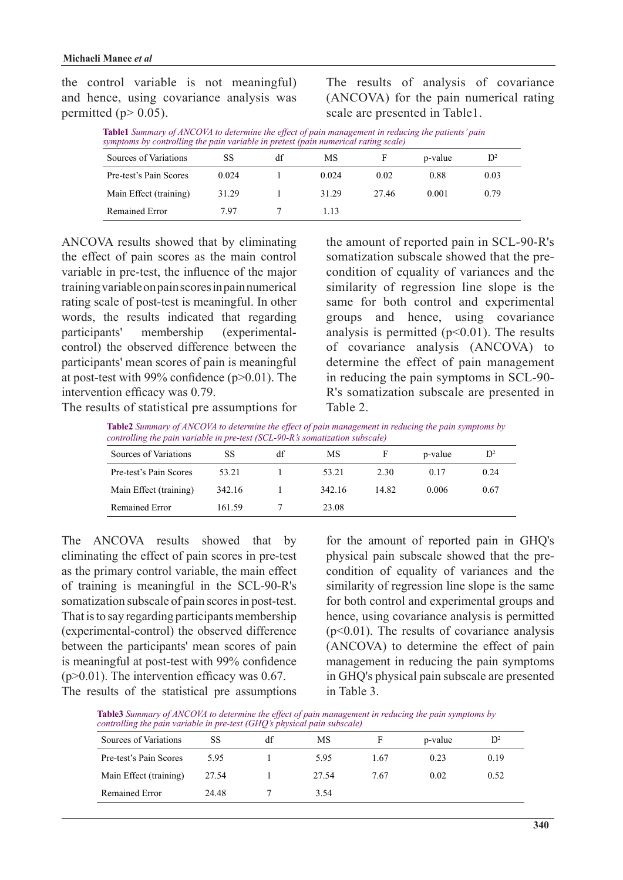the control variable is not meaningful) and hence, using covariance analysis was permitted ($p > 0.05$).

The results of analysis of covariance (ANCOVA) for the pain numerical rating scale are presented in Table1.

**Table1** *Summary of ANCOVA to determine the effect of pain management in reducing the patients' pain symptoms by controlling the pain variable in pretest (pain numerical rating scale)*

| Sources of Variations | SS | df | MS | F | p-value | $\eta^2$ |
|---|---|---|---|---|---|---|
| Pre-test's Pain Scores | 0.024 | 1 | 0.024 | 0.02 | 0.88 | 0.03 |
| Main Effect (training) | 31.29 | 1 | 31.29 | 27.46 | 0.001 | 0.79 |
| Remained Error | 7.97 | 7 | 1.13 | | | |

ANCOVA results showed that by eliminating the effect of pain scores as the main control variable in pre-test, the influence of the major training variable on pain scores in pain numerical rating scale of post-test is meaningful. In other words, the results indicated that regarding participants' membership (experimental-control) the observed difference between the participants' mean scores of pain is meaningful at post-test with 99% confidence ($p > 0.01$). The intervention efficacy was 0.79.

The results of statistical pre assumptions for the amount of reported pain in SCL-90-R's somatization subscale showed that the pre-condition of equality of variances and the similarity of regression line slope is the same for both control and experimental groups and hence, using covariance analysis is permitted ($p < 0.01$). The results of covariance analysis (ANCOVA) to determine the effect of pain management in reducing the pain symptoms in SCL-90-R's somatization subscale are presented in Table 2.

**Table2** *Summary of ANCOVA to determine the effect of pain management in reducing the pain symptoms by controlling the pain variable in pre-test (SCL-90-R's somatization subscale)*

| Sources of Variations | SS | df | MS | F | p-value | $\eta^2$ |
|---|---|---|---|---|---|---|
| Pre-test's Pain Scores | 53.21 | 1 | 53.21 | 2.30 | 0.17 | 0.24 |
| Main Effect (training) | 342.16 | 1 | 342.16 | 14.82 | 0.006 | 0.67 |
| Remained Error | 161.59 | 7 | 23.08 | | | |

The ANCOVA results showed that by eliminating the effect of pain scores in pre-test as the primary control variable, the main effect of training is meaningful in the SCL-90-R's somatization subscale of pain scores in post-test. That is to say regarding participants membership (experimental-control) the observed difference between the participants' mean scores of pain is meaningful at post-test with 99% confidence ($p > 0.01$). The intervention efficacy was 0.67.

The results of the statistical pre assumptions for the amount of reported pain in GHQ's physical pain subscale showed that the pre-condition of equality of variances and the similarity of regression line slope is the same for both control and experimental groups and hence, using covariance analysis is permitted ($p < 0.01$). The results of covariance analysis (ANCOVA) to determine the effect of pain management in reducing the pain symptoms in GHQ's physical pain subscale are presented in Table 3.

**Table3** *Summary of ANCOVA to determine the effect of pain management in reducing the pain symptoms by controlling the pain variable in pre-test (GHQ's physical pain subscale)*

| Sources of Variations | SS | df | MS | F | p-value | $\eta^2$ |
|---|---|---|---|---|---|---|
| Pre-test's Pain Scores | 5.95 | 1 | 5.95 | 1.67 | 0.23 | 0.19 |
| Main Effect (training) | 27.54 | 1 | 27.54 | 7.67 | 0.02 | 0.52 |
| Remained Error | 24.48 | 7 | 3.54 | | | |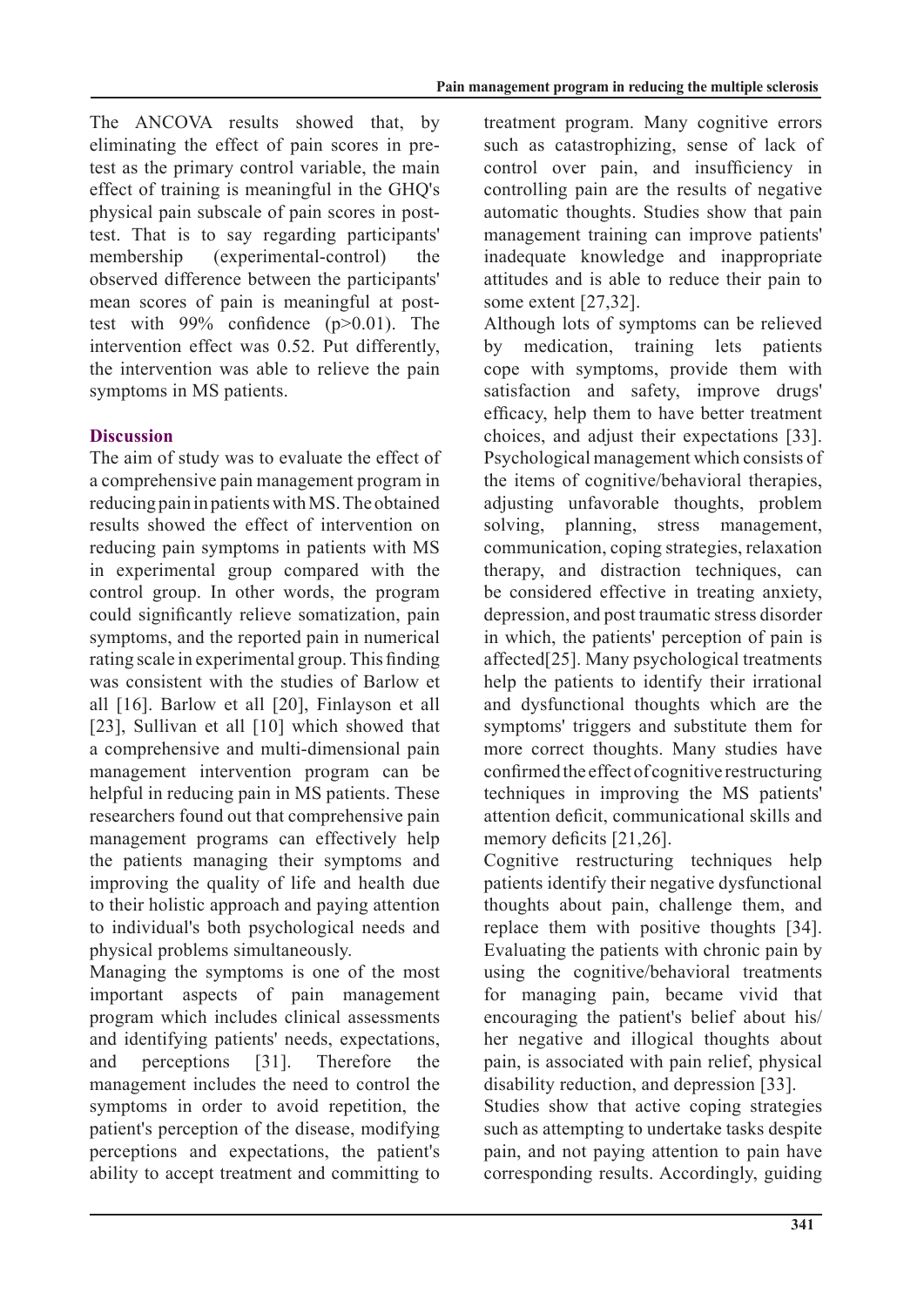The ANCOVA results showed that, by eliminating the effect of pain scores in pre-test as the primary control variable, the main effect of training is meaningful in the GHQ's physical pain subscale of pain scores in post-test. That is to say regarding participants' membership (experimental-control) the observed difference between the participants' mean scores of pain is meaningful at post-test with 99% confidence ($p>0.01$). The intervention effect was 0.52. Put differently, the intervention was able to relieve the pain symptoms in MS patients.

## Discussion

The aim of study was to evaluate the effect of a comprehensive pain management program in reducing pain in patients with MS. The obtained results showed the effect of intervention on reducing pain symptoms in patients with MS in experimental group compared with the control group. In other words, the program could significantly relieve somatization, pain symptoms, and the reported pain in numerical rating scale in experimental group. This finding was consistent with the studies of Barlow et all [16]. Barlow et all [20], Finlayson et all [23], Sullivan et all [10] which showed that a comprehensive and multi-dimensional pain management intervention program can be helpful in reducing pain in MS patients. These researchers found out that comprehensive pain management programs can effectively help the patients managing their symptoms and improving the quality of life and health due to their holistic approach and paying attention to individual's both psychological needs and physical problems simultaneously.

Managing the symptoms is one of the most important aspects of pain management program which includes clinical assessments and identifying patients' needs, expectations, and perceptions [31]. Therefore the management includes the need to control the symptoms in order to avoid repetition, the patient's perception of the disease, modifying perceptions and expectations, the patient's ability to accept treatment and committing to treatment program. Many cognitive errors such as catastrophizing, sense of lack of control over pain, and insufficiency in controlling pain are the results of negative automatic thoughts. Studies show that pain management training can improve patients' inadequate knowledge and inappropriate attitudes and is able to reduce their pain to some extent [27,32].

Although lots of symptoms can be relieved by medication, training lets patients cope with symptoms, provide them with satisfaction and safety, improve drugs' efficacy, help them to have better treatment choices, and adjust their expectations [33]. Psychological management which consists of the items of cognitive/behavioral therapies, adjusting unfavorable thoughts, problem solving, planning, stress management, communication, coping strategies, relaxation therapy, and distraction techniques, can be considered effective in treating anxiety, depression, and post traumatic stress disorder in which, the patients' perception of pain is affected[25]. Many psychological treatments help the patients to identify their irrational and dysfunctional thoughts which are the symptoms' triggers and substitute them for more correct thoughts. Many studies have confirmed the effect of cognitive restructuring techniques in improving the MS patients' attention deficit, communicational skills and memory deficits [21,26].

Cognitive restructuring techniques help patients identify their negative dysfunctional thoughts about pain, challenge them, and replace them with positive thoughts [34]. Evaluating the patients with chronic pain by using the cognitive/behavioral treatments for managing pain, became vivid that encouraging the patient's belief about his/her negative and illogical thoughts about pain, is associated with pain relief, physical disability reduction, and depression [33].

Studies show that active coping strategies such as attempting to undertake tasks despite pain, and not paying attention to pain have corresponding results. Accordingly, guiding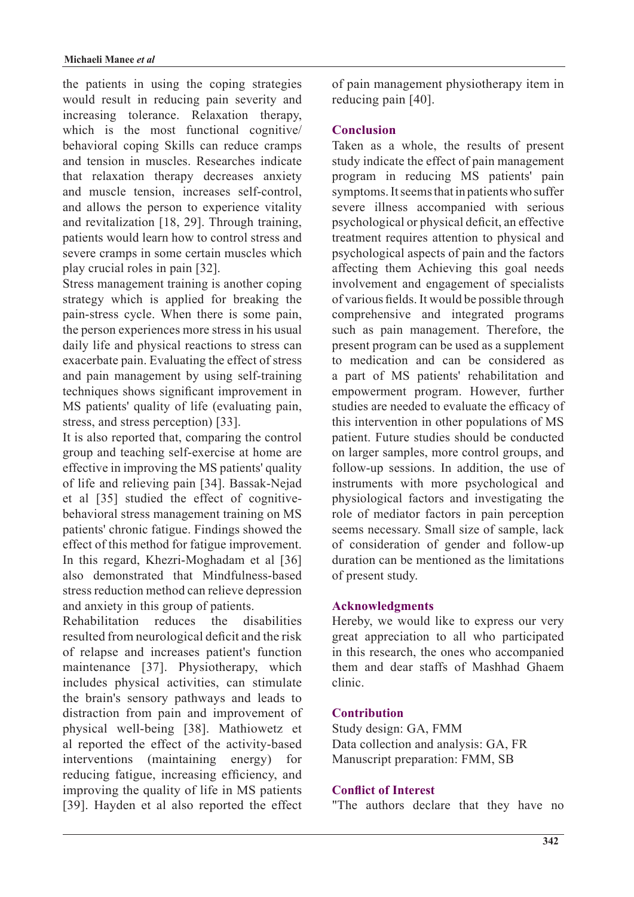the patients in using the coping strategies would result in reducing pain severity and increasing tolerance. Relaxation therapy, which is the most functional cognitive/ behavioral coping Skills can reduce cramps and tension in muscles. Researches indicate that relaxation therapy decreases anxiety and muscle tension, increases self-control, and allows the person to experience vitality and revitalization [18, 29]. Through training, patients would learn how to control stress and severe cramps in some certain muscles which play crucial roles in pain [32].

Stress management training is another coping strategy which is applied for breaking the pain-stress cycle. When there is some pain, the person experiences more stress in his usual daily life and physical reactions to stress can exacerbate pain. Evaluating the effect of stress and pain management by using self-training techniques shows significant improvement in MS patients' quality of life (evaluating pain, stress, and stress perception) [33].

It is also reported that, comparing the control group and teaching self-exercise at home are effective in improving the MS patients' quality of life and relieving pain [34]. Bassak-Nejad et al [35] studied the effect of cognitive-behavioral stress management training on MS patients' chronic fatigue. Findings showed the effect of this method for fatigue improvement. In this regard, Khezri-Moghadam et al [36] also demonstrated that Mindfulness-based stress reduction method can relieve depression and anxiety in this group of patients.

Rehabilitation reduces the disabilities resulted from neurological deficit and the risk of relapse and increases patient's function maintenance [37]. Physiotherapy, which includes physical activities, can stimulate the brain's sensory pathways and leads to distraction from pain and improvement of physical well-being [38]. Mathiowetz et al reported the effect of the activity-based interventions (maintaining energy) for reducing fatigue, increasing efficiency, and improving the quality of life in MS patients [39]. Hayden et al also reported the effect of pain management physiotherapy item in reducing pain [40].

## Conclusion

Taken as a whole, the results of present study indicate the effect of pain management program in reducing MS patients' pain symptoms. It seems that in patients who suffer severe illness accompanied with serious psychological or physical deficit, an effective treatment requires attention to physical and psychological aspects of pain and the factors affecting them Achieving this goal needs involvement and engagement of specialists of various fields. It would be possible through comprehensive and integrated programs such as pain management. Therefore, the present program can be used as a supplement to medication and can be considered as a part of MS patients' rehabilitation and empowerment program. However, further studies are needed to evaluate the efficacy of this intervention in other populations of MS patient. Future studies should be conducted on larger samples, more control groups, and follow-up sessions. In addition, the use of instruments with more psychological and physiological factors and investigating the role of mediator factors in pain perception seems necessary. Small size of sample, lack of consideration of gender and follow-up duration can be mentioned as the limitations of present study.

## Acknowledgments

Hereby, we would like to express our very great appreciation to all who participated in this research, the ones who accompanied them and dear staffs of Mashhad Ghaem clinic.

## Contribution

Study design: GA, FMM
Data collection and analysis: GA, FR
Manuscript preparation: FMM, SB

## Conflict of Interest

"The authors declare that they have no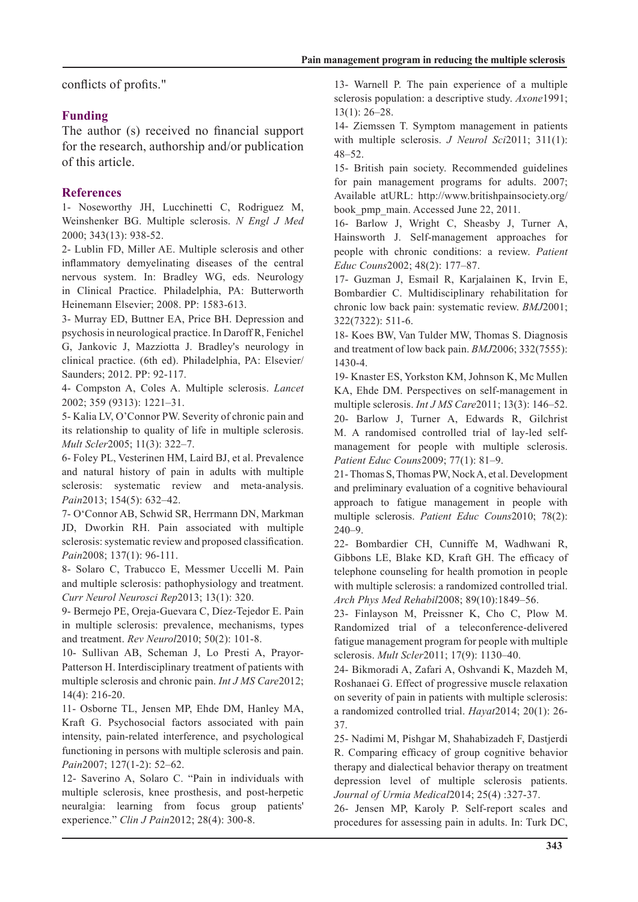conflicts of profits."

## Funding

The author (s) received no financial support for the research, authorship and/or publication of this article.

## References

1- Noseworthy JH, Lucchinetti C, Rodriguez M, Weinshenker BG. Multiple sclerosis. *N Engl J Med* 2000; 343(13): 938-52.

2- Lublin FD, Miller AE. Multiple sclerosis and other inflammatory demyelinating diseases of the central nervous system. In: Bradley WG, eds. Neurology in Clinical Practice. Philadelphia, PA: Butterworth Heinemann Elsevier; 2008. PP: 1583-613.

3- Murray ED, Buttner EA, Price BH. Depression and psychosis in neurological practice. In Daroff R, Fenichel G, Jankovic J, Mazziotta J. Bradley's neurology in clinical practice. (6th ed). Philadelphia, PA: Elsevier/ Saunders; 2012. PP: 92-117.

4- Compston A, Coles A. Multiple sclerosis. *Lancet* 2002; 359 (9313): 1221–31.

5- Kalia LV, O'Connor PW. Severity of chronic pain and its relationship to quality of life in multiple sclerosis. *Mult Scler*2005; 11(3): 322–7.

6- Foley PL, Vesterinen HM, Laird BJ, et al. Prevalence and natural history of pain in adults with multiple sclerosis: systematic review and meta-analysis. *Pain*2013; 154(5): 632–42.

7- O'Connor AB, Schwid SR, Herrmann DN, Markman JD, Dworkin RH. Pain associated with multiple sclerosis: systematic review and proposed classification. *Pain*2008; 137(1): 96-111.

8- Solaro C, Trabucco E, Messmer Uccelli M. Pain and multiple sclerosis: pathophysiology and treatment. *Curr Neurol Neurosci Rep*2013; 13(1): 320.

9- Bermejo PE, Oreja-Guevara C, Díez-Tejedor E. Pain in multiple sclerosis: prevalence, mechanisms, types and treatment. *Rev Neurol*2010; 50(2): 101-8.

10- Sullivan AB, Scheman J, Lo Presti A, Prayor-Patterson H. Interdisciplinary treatment of patients with multiple sclerosis and chronic pain. *Int J MS Care*2012; 14(4): 216-20.

11- Osborne TL, Jensen MP, Ehde DM, Hanley MA, Kraft G. Psychosocial factors associated with pain intensity, pain-related interference, and psychological functioning in persons with multiple sclerosis and pain. *Pain*2007; 127(1-2): 52–62.

12- Saverino A, Solaro C. "Pain in individuals with multiple sclerosis, knee prosthesis, and post-herpetic neuralgia: learning from focus group patients' experience." *Clin J Pain*2012; 28(4): 300-8.

13- Warnell P. The pain experience of a multiple sclerosis population: a descriptive study. *Axone*1991; 13(1): 26–28.

14- Ziemssen T. Symptom management in patients with multiple sclerosis. *J Neurol Sci*2011; 311(1): 48–52.

15- British pain society. Recommended guidelines for pain management programs for adults. 2007; Available atURL: http://www.britishpainsociety.org/book_pmp_main. Accessed June 22, 2011.

16- Barlow J, Wright C, Sheasby J, Turner A, Hainsworth J. Self-management approaches for people with chronic conditions: a review. *Patient Educ Couns*2002; 48(2): 177–87.

17- Guzman J, Esmail R, Karjalainen K, Irvin E, Bombardier C. Multidisciplinary rehabilitation for chronic low back pain: systematic review. *BMJ*2001; 322(7322): 511-6.

18- Koes BW, Van Tulder MW, Thomas S. Diagnosis and treatment of low back pain. *BMJ*2006; 332(7555): 1430-4.

19- Knaster ES, Yorkston KM, Johnson K, Mc Mullen KA, Ehde DM. Perspectives on self-management in multiple sclerosis. *Int J MS Care*2011; 13(3): 146–52.

20- Barlow J, Turner A, Edwards R, Gilchrist M. A randomised controlled trial of lay-led self-management for people with multiple sclerosis. *Patient Educ Couns*2009; 77(1): 81–9.

21- Thomas S, Thomas PW, Nock A, et al. Development and preliminary evaluation of a cognitive behavioural approach to fatigue management in people with multiple sclerosis. *Patient Educ Couns*2010; 78(2): 240–9.

22- Bombardier CH, Cunniffe M, Wadhwani R, Gibbons LE, Blake KD, Kraft GH. The efficacy of telephone counseling for health promotion in people with multiple sclerosis: a randomized controlled trial. *Arch Phys Med Rehabil*2008; 89(10):1849–56.

23- Finlayson M, Preissner K, Cho C, Plow M. Randomized trial of a teleconference-delivered fatigue management program for people with multiple sclerosis. *Mult Scler*2011; 17(9): 1130–40.

24- Bikmoradi A, Zafari A, Oshvandi K, Mazdeh M, Roshanaei G. Effect of progressive muscle relaxation on severity of pain in patients with multiple sclerosis: a randomized controlled trial. *Hayat*2014; 20(1): 26-37.

25- Nadimi M, Pishgar M, Shahabizadeh F, Dastjerdi R. Comparing efficacy of group cognitive behavior therapy and dialectical behavior therapy on treatment depression level of multiple sclerosis patients. *Journal of Urmia Medical*2014; 25(4) :327-37.

26- Jensen MP, Karoly P. Self-report scales and procedures for assessing pain in adults. In: Turk DC,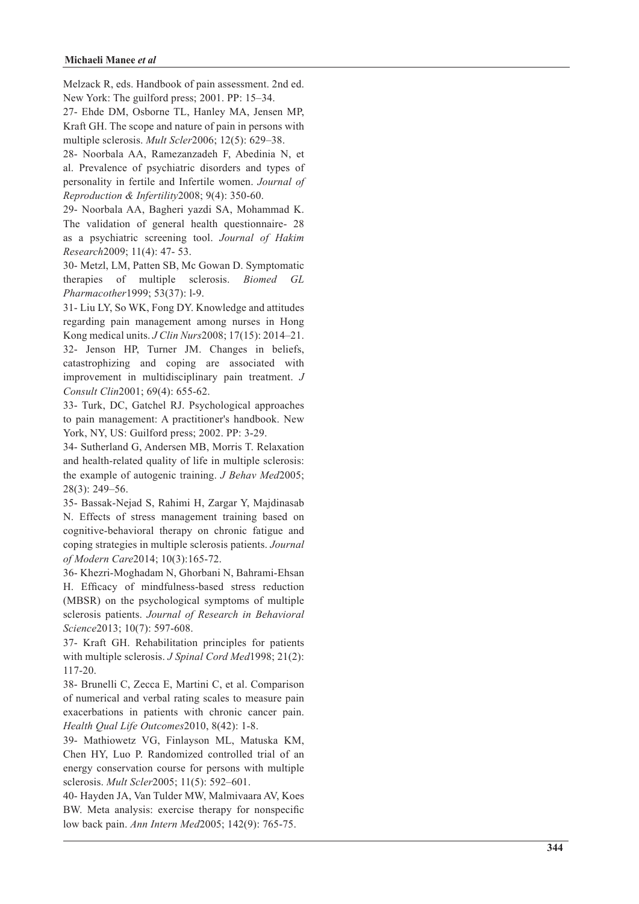Melzack R, eds. Handbook of pain assessment. 2nd ed. New York: The guilford press; 2001. PP: 15–34.

27- Ehde DM, Osborne TL, Hanley MA, Jensen MP, Kraft GH. The scope and nature of pain in persons with multiple sclerosis. *Mult Scler*2006; 12(5): 629–38.

28- Noorbala AA, Ramezanzadeh F, Abedinia N, et al. Prevalence of psychiatric disorders and types of personality in fertile and Infertile women. *Journal of Reproduction & Infertility*2008; 9(4): 350-60.

29- Noorbala AA, Bagheri yazdi SA, Mohammad K. The validation of general health questionnaire- 28 as a psychiatric screening tool. *Journal of Hakim Research*2009; 11(4): 47- 53.

30- Metzl, LM, Patten SB, Mc Gowan D. Symptomatic therapies of multiple sclerosis. *Biomed GL Pharmacother*1999; 53(37): l-9.

31- Liu LY, So WK, Fong DY. Knowledge and attitudes regarding pain management among nurses in Hong Kong medical units. *J Clin Nurs*2008; 17(15): 2014–21.

32- Jenson HP, Turner JM. Changes in beliefs, catastrophizing and coping are associated with improvement in multidisciplinary pain treatment. *J Consult Clin*2001; 69(4): 655-62.

33- Turk, DC, Gatchel RJ. Psychological approaches to pain management: A practitioner's handbook. New York, NY, US: Guilford press; 2002. PP: 3-29.

34- Sutherland G, Andersen MB, Morris T. Relaxation and health-related quality of life in multiple sclerosis: the example of autogenic training. *J Behav Med*2005; 28(3): 249–56.

35- Bassak-Nejad S, Rahimi H, Zargar Y, Majdinasab N. Effects of stress management training based on cognitive-behavioral therapy on chronic fatigue and coping strategies in multiple sclerosis patients. *Journal of Modern Care*2014; 10(3):165-72.

36- Khezri-Moghadam N, Ghorbani N, Bahrami-Ehsan H. Efficacy of mindfulness-based stress reduction (MBSR) on the psychological symptoms of multiple sclerosis patients. *Journal of Research in Behavioral Science*2013; 10(7): 597-608.

37- Kraft GH. Rehabilitation principles for patients with multiple sclerosis. *J Spinal Cord Med*1998; 21(2): 117-20.

38- Brunelli C, Zecca E, Martini C, et al. Comparison of numerical and verbal rating scales to measure pain exacerbations in patients with chronic cancer pain. *Health Qual Life Outcomes*2010, 8(42): 1-8.

39- Mathiowetz VG, Finlayson ML, Matuska KM, Chen HY, Luo P. Randomized controlled trial of an energy conservation course for persons with multiple sclerosis. *Mult Scler*2005; 11(5): 592–601.

40- Hayden JA, Van Tulder MW, Malmivaara AV, Koes BW. Meta analysis: exercise therapy for nonspecific low back pain. *Ann Intern Med*2005; 142(9): 765-75.